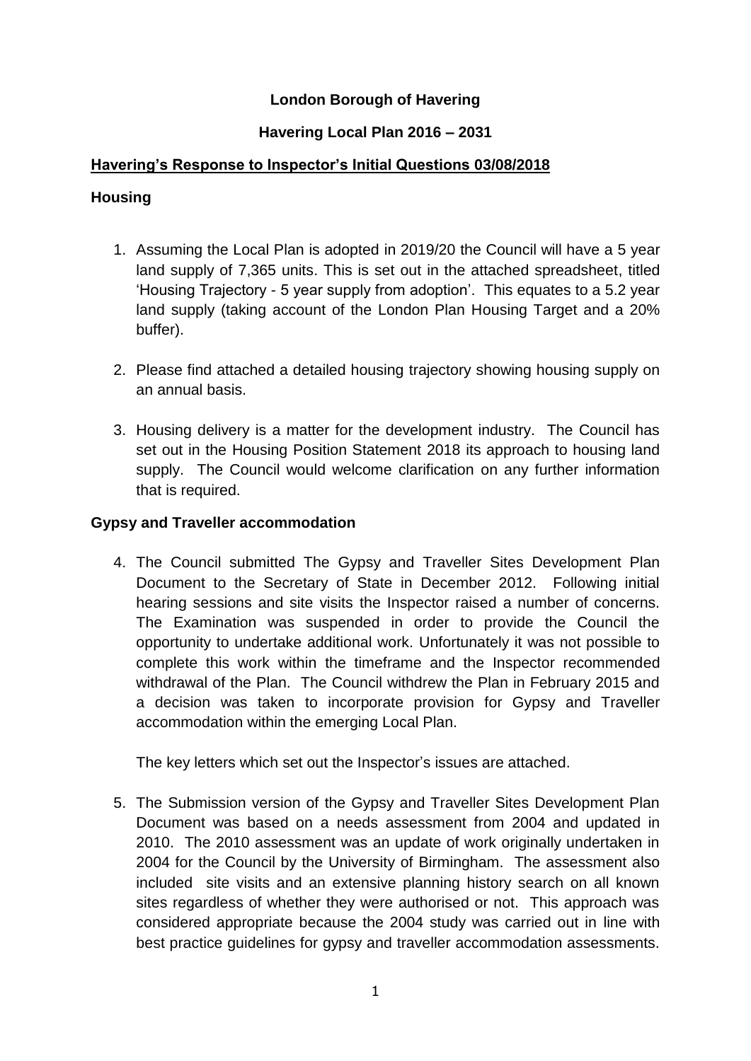**London Borough of Havering**

**Havering Local Plan 2016 – 2031**

**Havering's Response to Inspector's Initial Questions 03/08/2018**

## Housing

1. Assuming the Local Plan is adopted in 2019/20 the Council will have a 5 year land supply of 7,365 units. This is set out in the attached spreadsheet, titled 'Housing Trajectory - 5 year supply from adoption'. This equates to a 5.2 year land supply (taking account of the London Plan Housing Target and a 20% buffer).

2. Please find attached a detailed housing trajectory showing housing supply on an annual basis.

3. Housing delivery is a matter for the development industry. The Council has set out in the Housing Position Statement 2018 its approach to housing land supply. The Council would welcome clarification on any further information that is required.

## Gypsy and Traveller accommodation

4. The Council submitted The Gypsy and Traveller Sites Development Plan Document to the Secretary of State in December 2012. Following initial hearing sessions and site visits the Inspector raised a number of concerns. The Examination was suspended in order to provide the Council the opportunity to undertake additional work. Unfortunately it was not possible to complete this work within the timeframe and the Inspector recommended withdrawal of the Plan. The Council withdrew the Plan in February 2015 and a decision was taken to incorporate provision for Gypsy and Traveller accommodation within the emerging Local Plan.

   The key letters which set out the Inspector's issues are attached.

5. The Submission version of the Gypsy and Traveller Sites Development Plan Document was based on a needs assessment from 2004 and updated in 2010. The 2010 assessment was an update of work originally undertaken in 2004 for the Council by the University of Birmingham. The assessment also included site visits and an extensive planning history search on all known sites regardless of whether they were authorised or not. This approach was considered appropriate because the 2004 study was carried out in line with best practice guidelines for gypsy and traveller accommodation assessments.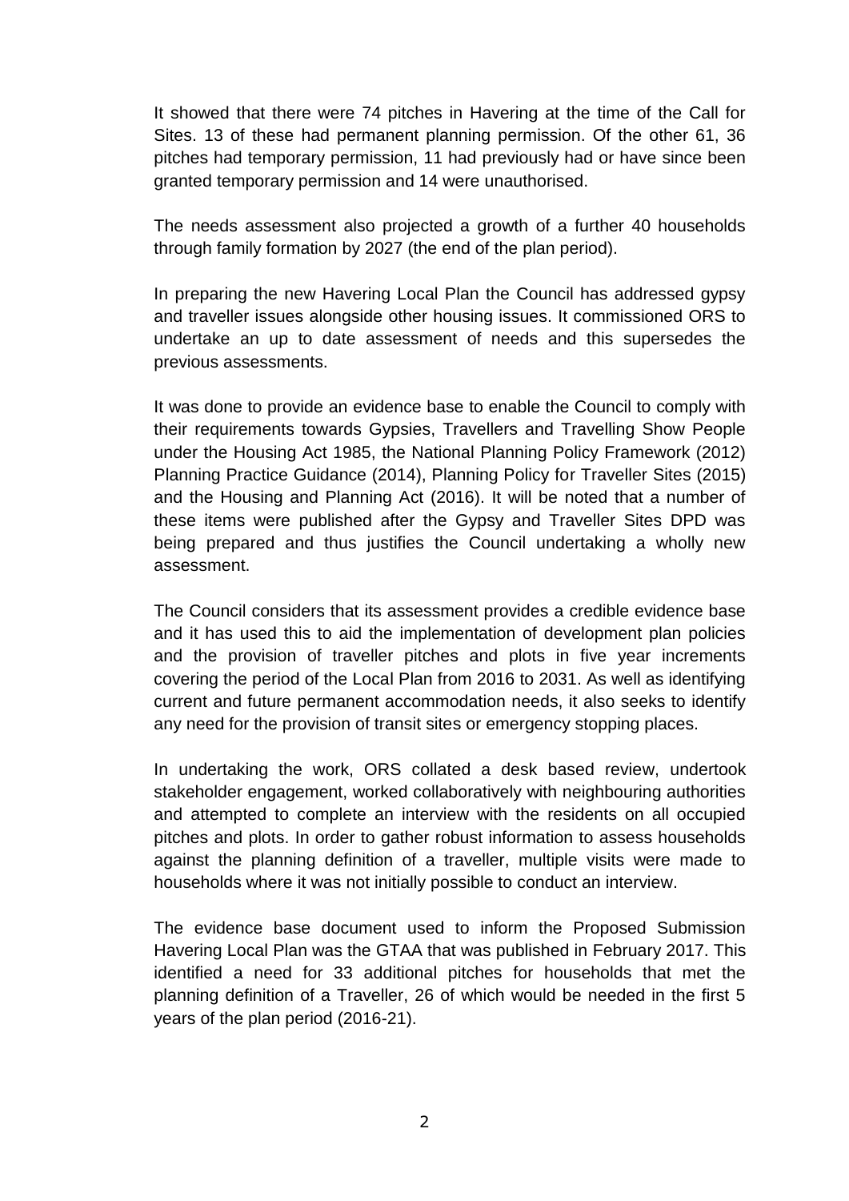It showed that there were 74 pitches in Havering at the time of the Call for Sites. 13 of these had permanent planning permission. Of the other 61, 36 pitches had temporary permission, 11 had previously had or have since been granted temporary permission and 14 were unauthorised.

The needs assessment also projected a growth of a further 40 households through family formation by 2027 (the end of the plan period).

In preparing the new Havering Local Plan the Council has addressed gypsy and traveller issues alongside other housing issues. It commissioned ORS to undertake an up to date assessment of needs and this supersedes the previous assessments.

It was done to provide an evidence base to enable the Council to comply with their requirements towards Gypsies, Travellers and Travelling Show People under the Housing Act 1985, the National Planning Policy Framework (2012) Planning Practice Guidance (2014), Planning Policy for Traveller Sites (2015) and the Housing and Planning Act (2016). It will be noted that a number of these items were published after the Gypsy and Traveller Sites DPD was being prepared and thus justifies the Council undertaking a wholly new assessment.

The Council considers that its assessment provides a credible evidence base and it has used this to aid the implementation of development plan policies and the provision of traveller pitches and plots in five year increments covering the period of the Local Plan from 2016 to 2031. As well as identifying current and future permanent accommodation needs, it also seeks to identify any need for the provision of transit sites or emergency stopping places.

In undertaking the work, ORS collated a desk based review, undertook stakeholder engagement, worked collaboratively with neighbouring authorities and attempted to complete an interview with the residents on all occupied pitches and plots. In order to gather robust information to assess households against the planning definition of a traveller, multiple visits were made to households where it was not initially possible to conduct an interview.

The evidence base document used to inform the Proposed Submission Havering Local Plan was the GTAA that was published in February 2017. This identified a need for 33 additional pitches for households that met the planning definition of a Traveller, 26 of which would be needed in the first 5 years of the plan period (2016-21).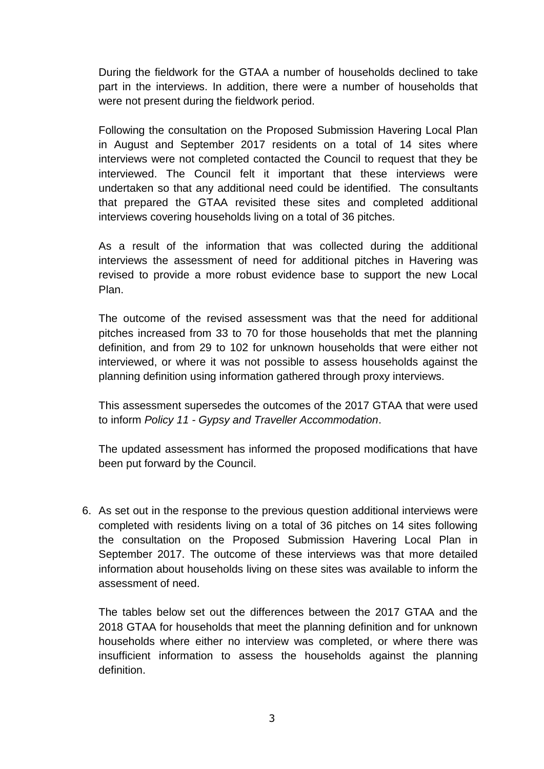During the fieldwork for the GTAA a number of households declined to take part in the interviews. In addition, there were a number of households that were not present during the fieldwork period.

Following the consultation on the Proposed Submission Havering Local Plan in August and September 2017 residents on a total of 14 sites where interviews were not completed contacted the Council to request that they be interviewed. The Council felt it important that these interviews were undertaken so that any additional need could be identified. The consultants that prepared the GTAA revisited these sites and completed additional interviews covering households living on a total of 36 pitches.

As a result of the information that was collected during the additional interviews the assessment of need for additional pitches in Havering was revised to provide a more robust evidence base to support the new Local Plan.

The outcome of the revised assessment was that the need for additional pitches increased from 33 to 70 for those households that met the planning definition, and from 29 to 102 for unknown households that were either not interviewed, or where it was not possible to assess households against the planning definition using information gathered through proxy interviews.

This assessment supersedes the outcomes of the 2017 GTAA that were used to inform *Policy 11 - Gypsy and Traveller Accommodation*.

The updated assessment has informed the proposed modifications that have been put forward by the Council.

6. As set out in the response to the previous question additional interviews were completed with residents living on a total of 36 pitches on 14 sites following the consultation on the Proposed Submission Havering Local Plan in September 2017. The outcome of these interviews was that more detailed information about households living on these sites was available to inform the assessment of need.

   The tables below set out the differences between the 2017 GTAA and the 2018 GTAA for households that meet the planning definition and for unknown households where either no interview was completed, or where there was insufficient information to assess the households against the planning definition.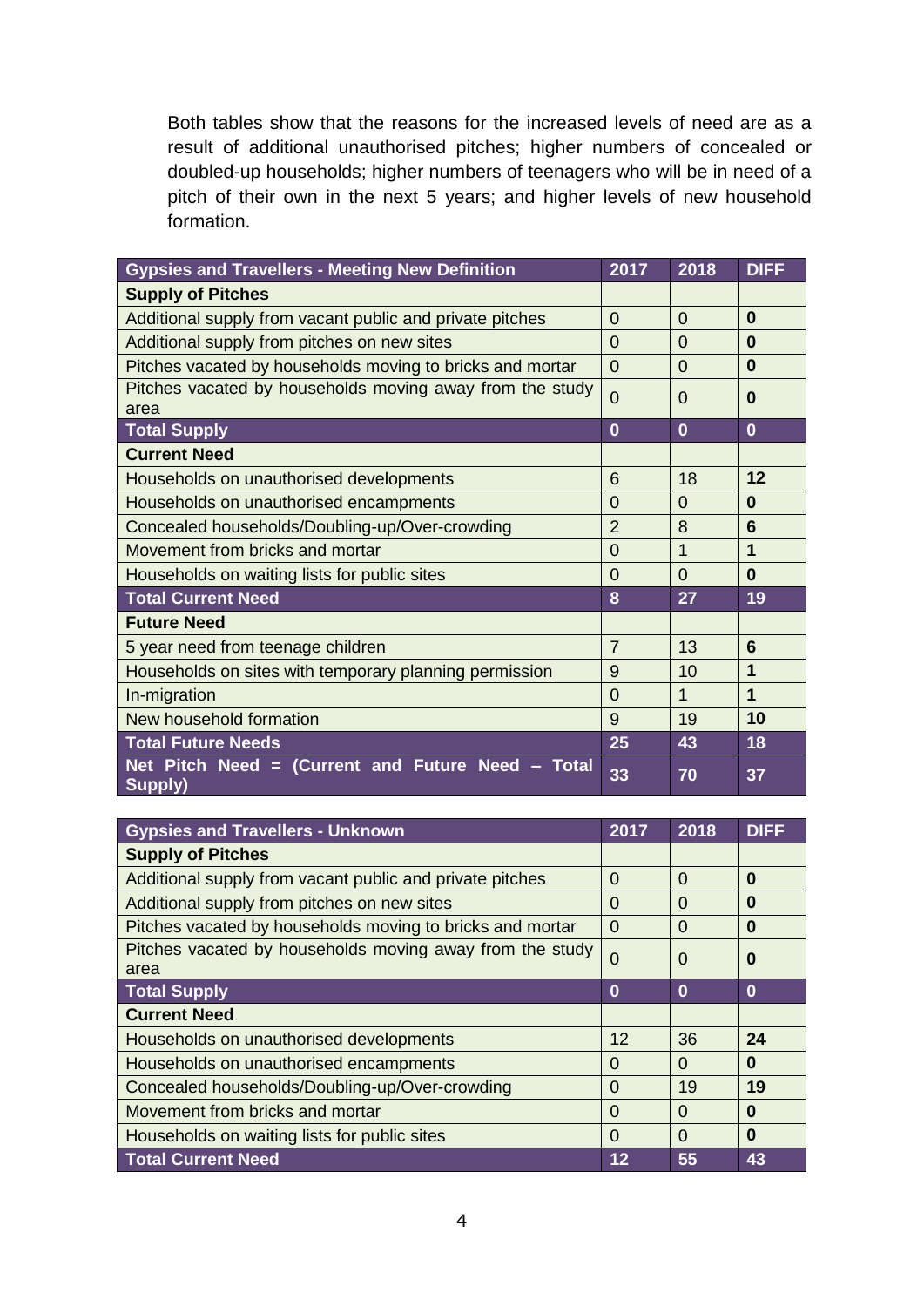Both tables show that the reasons for the increased levels of need are as a result of additional unauthorised pitches; higher numbers of concealed or doubled-up households; higher numbers of teenagers who will be in need of a pitch of their own in the next 5 years; and higher levels of new household formation.

| Gypsies and Travellers - Meeting New Definition | 2017 | 2018 | DIFF |
|---|---|---|---|
| **Supply of Pitches** | | | |
| Additional supply from vacant public and private pitches | 0 | 0 | **0** |
| Additional supply from pitches on new sites | 0 | 0 | **0** |
| Pitches vacated by households moving to bricks and mortar | 0 | 0 | **0** |
| Pitches vacated by households moving away from the study area | 0 | 0 | **0** |
| **Total Supply** | **0** | **0** | **0** |
| **Current Need** | | | |
| Households on unauthorised developments | 6 | 18 | **12** |
| Households on unauthorised encampments | 0 | 0 | **0** |
| Concealed households/Doubling-up/Over-crowding | 2 | 8 | **6** |
| Movement from bricks and mortar | 0 | 1 | **1** |
| Households on waiting lists for public sites | 0 | 0 | **0** |
| **Total Current Need** | **8** | **27** | **19** |
| **Future Need** | | | |
| 5 year need from teenage children | 7 | 13 | **6** |
| Households on sites with temporary planning permission | 9 | 10 | **1** |
| In-migration | 0 | 1 | **1** |
| New household formation | 9 | 19 | **10** |
| **Total Future Needs** | **25** | **43** | **18** |
| **Net Pitch Need = (Current and Future Need – Total Supply)** | **33** | **70** | **37** |

| Gypsies and Travellers - Unknown | 2017 | 2018 | DIFF |
|---|---|---|---|
| **Supply of Pitches** | | | |
| Additional supply from vacant public and private pitches | 0 | 0 | **0** |
| Additional supply from pitches on new sites | 0 | 0 | **0** |
| Pitches vacated by households moving to bricks and mortar | 0 | 0 | **0** |
| Pitches vacated by households moving away from the study area | 0 | 0 | **0** |
| **Total Supply** | **0** | **0** | **0** |
| **Current Need** | | | |
| Households on unauthorised developments | 12 | 36 | **24** |
| Households on unauthorised encampments | 0 | 0 | **0** |
| Concealed households/Doubling-up/Over-crowding | 0 | 19 | **19** |
| Movement from bricks and mortar | 0 | 0 | **0** |
| Households on waiting lists for public sites | 0 | 0 | **0** |
| **Total Current Need** | **12** | **55** | **43** |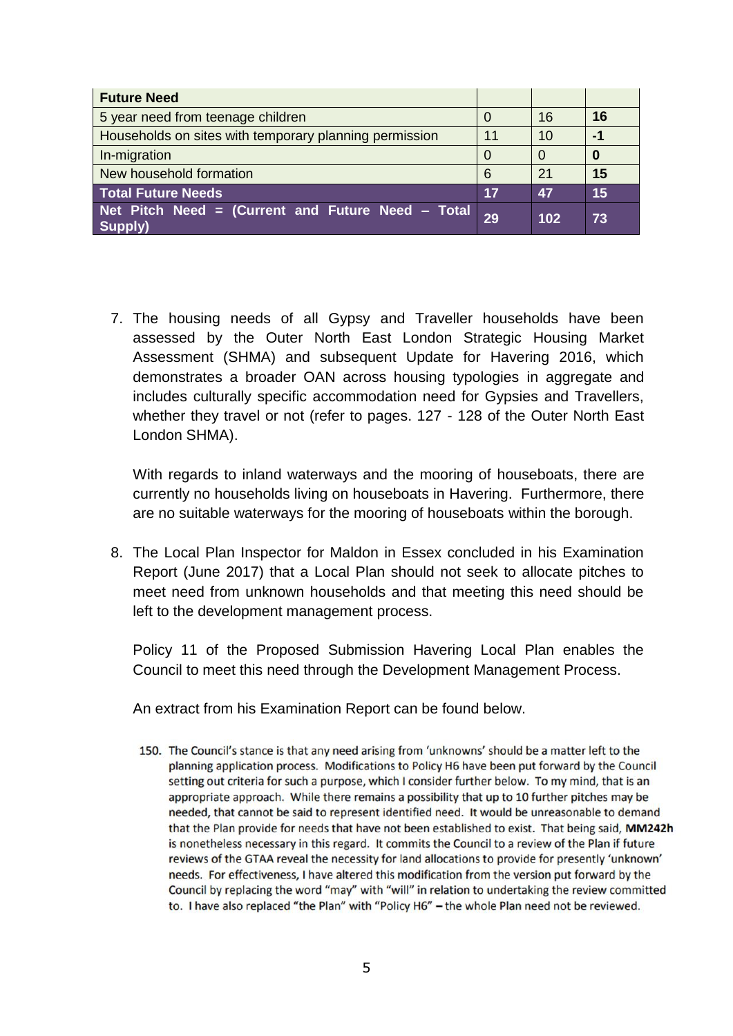| Future Need | | | |
|---|---|---|---|
| 5 year need from teenage children | 0 | 16 | **16** |
| Households on sites with temporary planning permission | 11 | 10 | **-1** |
| In-migration | 0 | 0 | **0** |
| New household formation | 6 | 21 | **15** |
| **Total Future Needs** | **17** | **47** | **15** |
| **Net Pitch Need = (Current and Future Need – Total Supply)** | **29** | **102** | **73** |

7. The housing needs of all Gypsy and Traveller households have been assessed by the Outer North East London Strategic Housing Market Assessment (SHMA) and subsequent Update for Havering 2016, which demonstrates a broader OAN across housing typologies in aggregate and includes culturally specific accommodation need for Gypsies and Travellers, whether they travel or not (refer to pages. 127 - 128 of the Outer North East London SHMA).

   With regards to inland waterways and the mooring of houseboats, there are currently no households living on houseboats in Havering. Furthermore, there are no suitable waterways for the mooring of houseboats within the borough.

8. The Local Plan Inspector for Maldon in Essex concluded in his Examination Report (June 2017) that a Local Plan should not seek to allocate pitches to meet need from unknown households and that meeting this need should be left to the development management process.

   Policy 11 of the Proposed Submission Havering Local Plan enables the Council to meet this need through the Development Management Process.

   An extract from his Examination Report can be found below.

   150. The Council's stance is that any need arising from 'unknowns' should be a matter left to the planning application process. Modifications to Policy H6 have been put forward by the Council setting out criteria for such a purpose, which I consider further below. To my mind, that is an appropriate approach. While there remains a possibility that up to 10 further pitches may be needed, that cannot be said to represent identified need. It would be unreasonable to demand that the Plan provide for needs that have not been established to exist. That being said, **MM242h** is nonetheless necessary in this regard. It commits the Council to a review of the Plan if future reviews of the GTAA reveal the necessity for land allocations to provide for presently 'unknown' needs. For effectiveness, I have altered this modification from the version put forward by the Council by replacing the word "may" with "will" in relation to undertaking the review committed to. I have also replaced "the Plan" with "Policy H6" – the whole Plan need not be reviewed.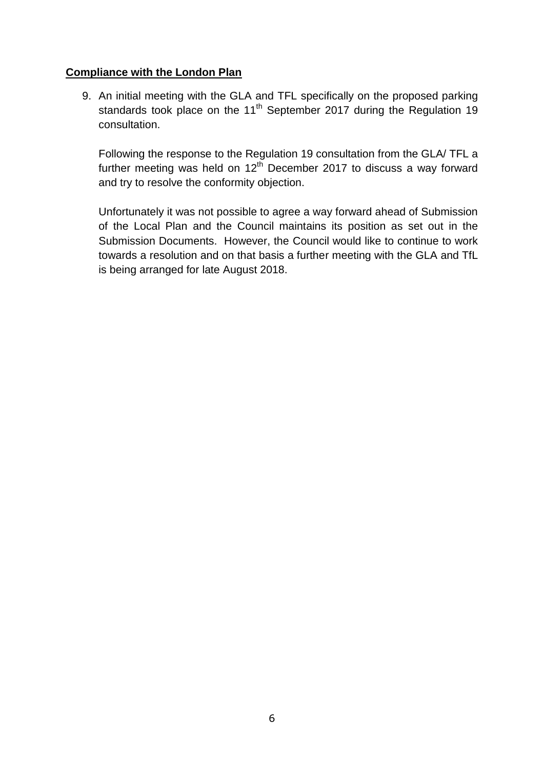**Compliance with the London Plan**

9. An initial meeting with the GLA and TFL specifically on the proposed parking standards took place on the 11th September 2017 during the Regulation 19 consultation.

   Following the response to the Regulation 19 consultation from the GLA/ TFL a further meeting was held on 12th December 2017 to discuss a way forward and try to resolve the conformity objection.

   Unfortunately it was not possible to agree a way forward ahead of Submission of the Local Plan and the Council maintains its position as set out in the Submission Documents. However, the Council would like to continue to work towards a resolution and on that basis a further meeting with the GLA and TfL is being arranged for late August 2018.